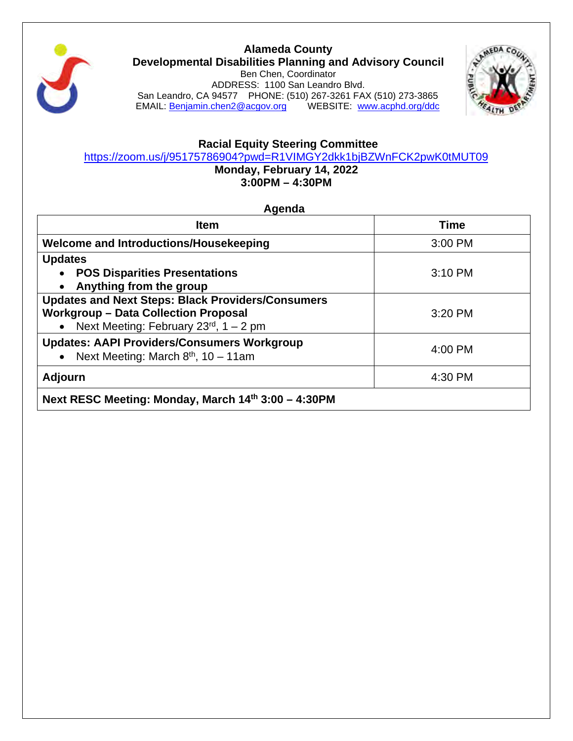# Alameda County
## Developmental Disabilities Planning and Advisory Council

Ben Chen, Coordinator
ADDRESS: 1100 San Leandro Blvd.
San Leandro, CA 94577 PHONE: (510) 267-3261 FAX (510) 273-3865
EMAIL: Benjamin.chen2@acgov.org WEBSITE: www.acphd.org/ddc

## Racial Equity Steering Committee

https://zoom.us/j/95175786904?pwd=R1VIMGY2dkk1bjBZWnFCK2pwK0tMUT09

**Monday, February 14, 2022**
**3:00PM – 4:30PM**

### Agenda

| Item | Time |
|---|---|
| **Welcome and Introductions/Housekeeping** | 3:00 PM |
| **Updates**<br>• **POS Disparities Presentations**<br>• **Anything from the group** | 3:10 PM |
| **Updates and Next Steps: Black Providers/Consumers Workgroup – Data Collection Proposal**<br>• Next Meeting: February 23rd, 1 – 2 pm | 3:20 PM |
| **Updates: AAPI Providers/Consumers Workgroup**<br>• Next Meeting: March 8th, 10 – 11am | 4:00 PM |
| **Adjourn** | 4:30 PM |
| **Next RESC Meeting: Monday, March 14th 3:00 – 4:30PM** | |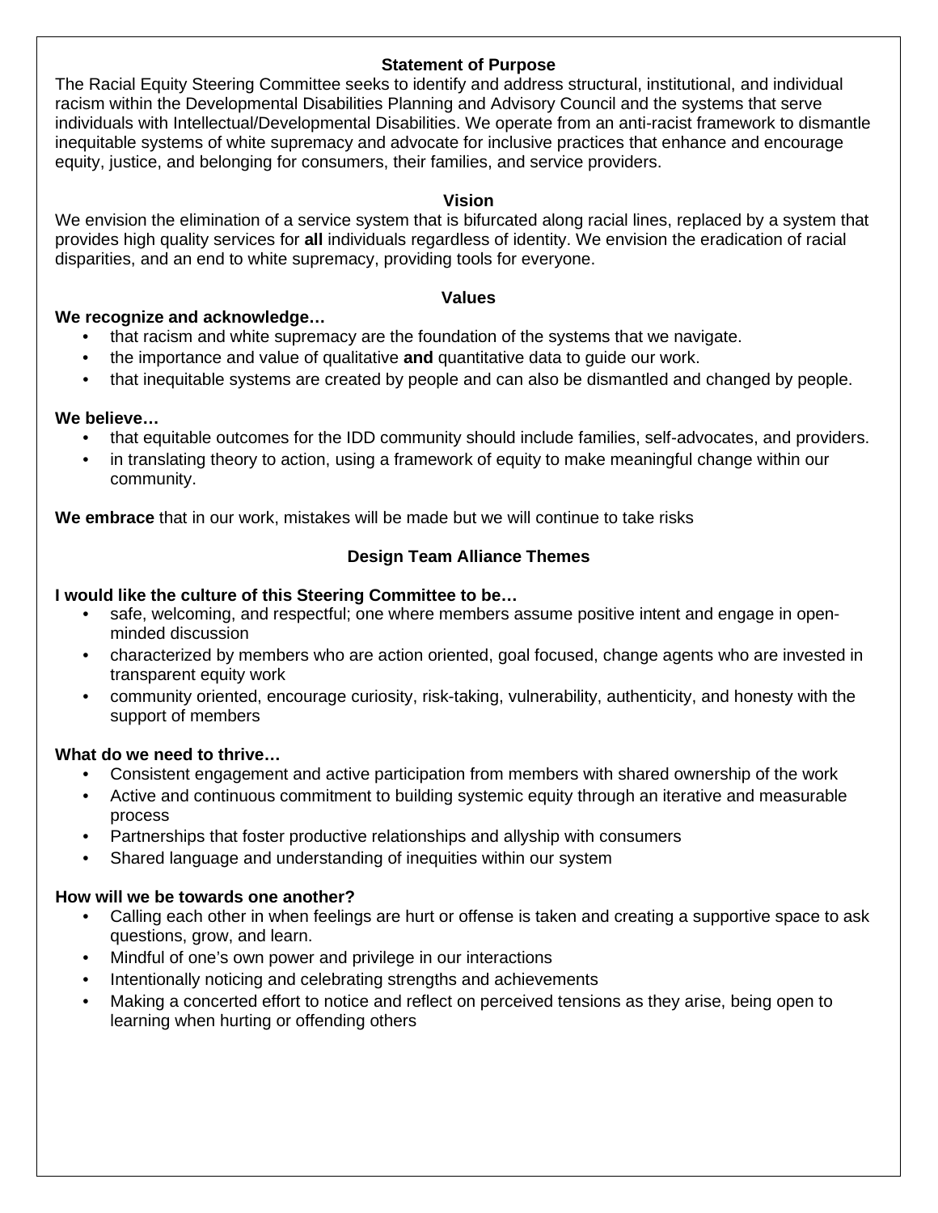## Statement of Purpose

The Racial Equity Steering Committee seeks to identify and address structural, institutional, and individual racism within the Developmental Disabilities Planning and Advisory Council and the systems that serve individuals with Intellectual/Developmental Disabilities. We operate from an anti-racist framework to dismantle inequitable systems of white supremacy and advocate for inclusive practices that enhance and encourage equity, justice, and belonging for consumers, their families, and service providers.

## Vision

We envision the elimination of a service system that is bifurcated along racial lines, replaced by a system that provides high quality services for **all** individuals regardless of identity. We envision the eradication of racial disparities, and an end to white supremacy, providing tools for everyone.

## Values

**We recognize and acknowledge…**

- that racism and white supremacy are the foundation of the systems that we navigate.
- the importance and value of qualitative **and** quantitative data to guide our work.
- that inequitable systems are created by people and can also be dismantled and changed by people.

**We believe…**

- that equitable outcomes for the IDD community should include families, self-advocates, and providers.
- in translating theory to action, using a framework of equity to make meaningful change within our community.

**We embrace** that in our work, mistakes will be made but we will continue to take risks

## Design Team Alliance Themes

**I would like the culture of this Steering Committee to be…**

- safe, welcoming, and respectful; one where members assume positive intent and engage in open-minded discussion
- characterized by members who are action oriented, goal focused, change agents who are invested in transparent equity work
- community oriented, encourage curiosity, risk-taking, vulnerability, authenticity, and honesty with the support of members

**What do we need to thrive…**

- Consistent engagement and active participation from members with shared ownership of the work
- Active and continuous commitment to building systemic equity through an iterative and measurable process
- Partnerships that foster productive relationships and allyship with consumers
- Shared language and understanding of inequities within our system

**How will we be towards one another?**

- Calling each other in when feelings are hurt or offense is taken and creating a supportive space to ask questions, grow, and learn.
- Mindful of one's own power and privilege in our interactions
- Intentionally noticing and celebrating strengths and achievements
- Making a concerted effort to notice and reflect on perceived tensions as they arise, being open to learning when hurting or offending others